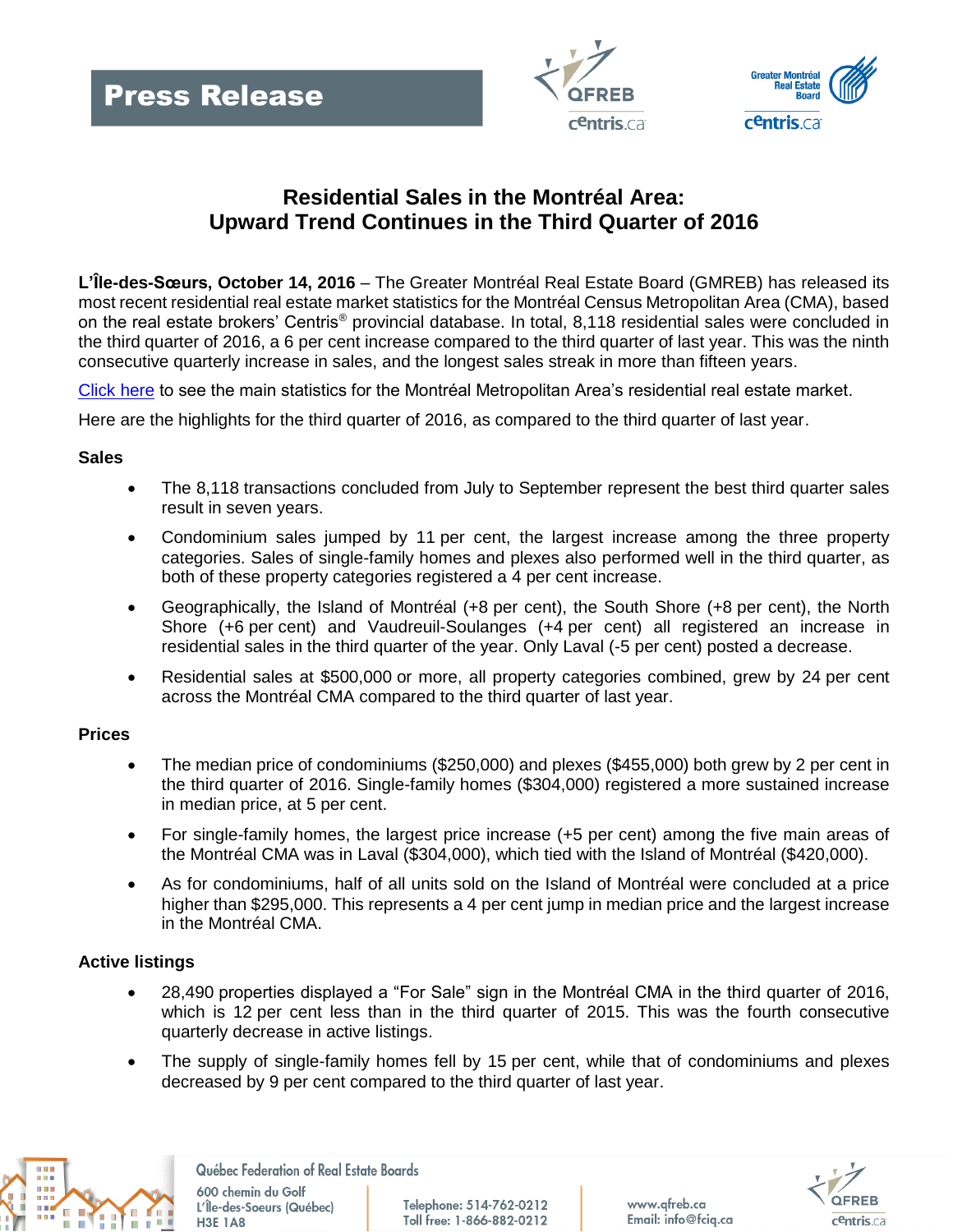Press Release

# Residential Sales in the Montréal Area: Upward Trend Continues in the Third Quarter of 2016

**L'Île-des-Sœurs, October 14, 2016** – The Greater Montréal Real Estate Board (GMREB) has released its most recent residential real estate market statistics for the Montréal Census Metropolitan Area (CMA), based on the real estate brokers' Centris® provincial database. In total, 8,118 residential sales were concluded in the third quarter of 2016, a 6 per cent increase compared to the third quarter of last year. This was the ninth consecutive quarterly increase in sales, and the longest sales streak in more than fifteen years.

Click here to see the main statistics for the Montréal Metropolitan Area's residential real estate market.

Here are the highlights for the third quarter of 2016, as compared to the third quarter of last year.

## Sales

- The 8,118 transactions concluded from July to September represent the best third quarter sales result in seven years.
- Condominium sales jumped by 11 per cent, the largest increase among the three property categories. Sales of single-family homes and plexes also performed well in the third quarter, as both of these property categories registered a 4 per cent increase.
- Geographically, the Island of Montréal (+8 per cent), the South Shore (+8 per cent), the North Shore (+6 per cent) and Vaudreuil-Soulanges (+4 per cent) all registered an increase in residential sales in the third quarter of the year. Only Laval (-5 per cent) posted a decrease.
- Residential sales at $500,000 or more, all property categories combined, grew by 24 per cent across the Montréal CMA compared to the third quarter of last year.

## Prices

- The median price of condominiums ($250,000) and plexes ($455,000) both grew by 2 per cent in the third quarter of 2016. Single-family homes ($304,000) registered a more sustained increase in median price, at 5 per cent.
- For single-family homes, the largest price increase (+5 per cent) among the five main areas of the Montréal CMA was in Laval ($304,000), which tied with the Island of Montréal ($420,000).
- As for condominiums, half of all units sold on the Island of Montréal were concluded at a price higher than $295,000. This represents a 4 per cent jump in median price and the largest increase in the Montréal CMA.

## Active listings

- 28,490 properties displayed a "For Sale" sign in the Montréal CMA in the third quarter of 2016, which is 12 per cent less than in the third quarter of 2015. This was the fourth consecutive quarterly decrease in active listings.
- The supply of single-family homes fell by 15 per cent, while that of condominiums and plexes decreased by 9 per cent compared to the third quarter of last year.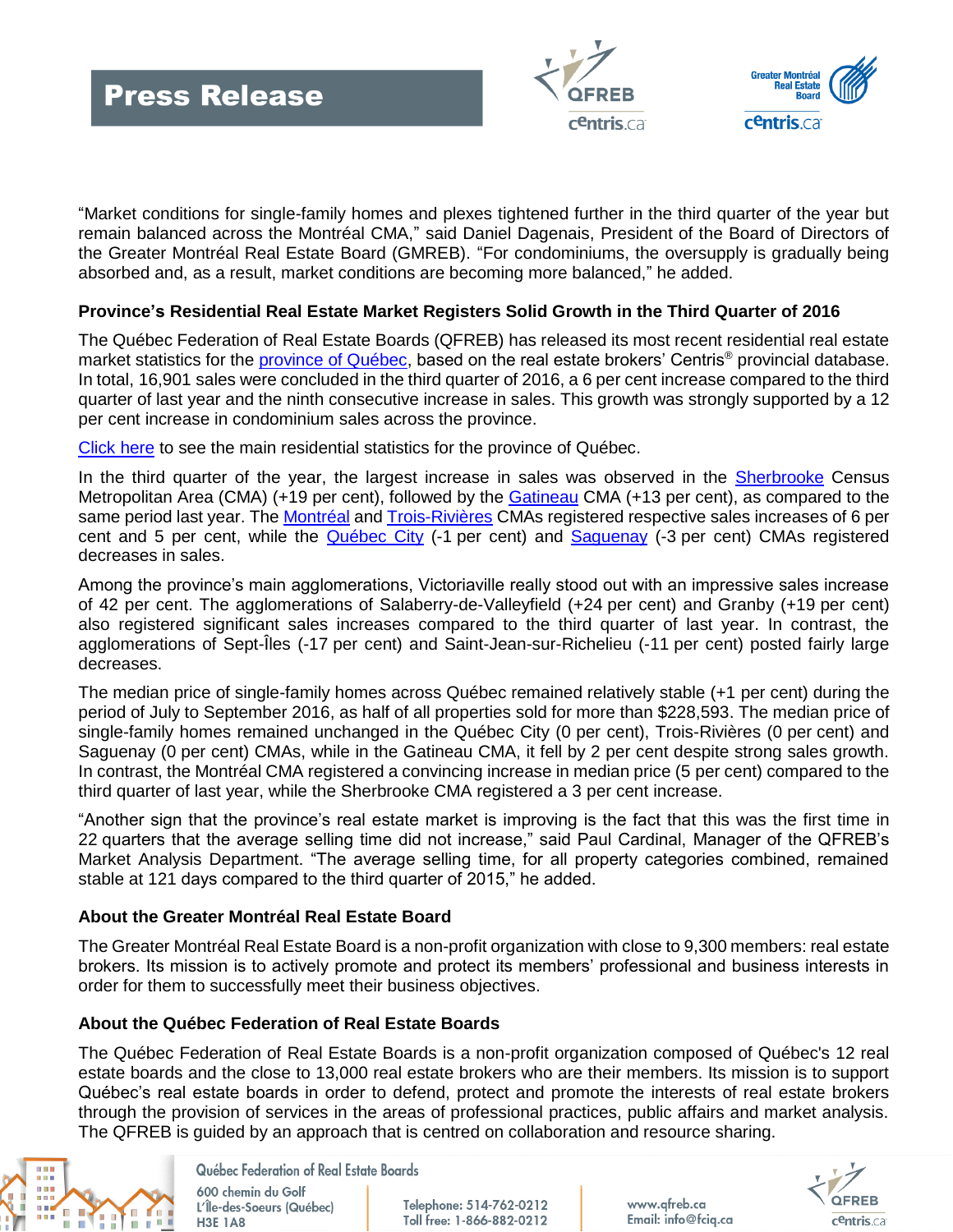"Market conditions for single-family homes and plexes tightened further in the third quarter of the year but remain balanced across the Montréal CMA," said Daniel Dagenais, President of the Board of Directors of the Greater Montréal Real Estate Board (GMREB). "For condominiums, the oversupply is gradually being absorbed and, as a result, market conditions are becoming more balanced," he added.

**Province's Residential Real Estate Market Registers Solid Growth in the Third Quarter of 2016**

The Québec Federation of Real Estate Boards (QFREB) has released its most recent residential real estate market statistics for the province of Québec, based on the real estate brokers' Centris® provincial database. In total, 16,901 sales were concluded in the third quarter of 2016, a 6 per cent increase compared to the third quarter of last year and the ninth consecutive increase in sales. This growth was strongly supported by a 12 per cent increase in condominium sales across the province.

Click here to see the main residential statistics for the province of Québec.

In the third quarter of the year, the largest increase in sales was observed in the Sherbrooke Census Metropolitan Area (CMA) (+19 per cent), followed by the Gatineau CMA (+13 per cent), as compared to the same period last year. The Montréal and Trois-Rivières CMAs registered respective sales increases of 6 per cent and 5 per cent, while the Québec City (-1 per cent) and Saguenay (-3 per cent) CMAs registered decreases in sales.

Among the province's main agglomerations, Victoriaville really stood out with an impressive sales increase of 42 per cent. The agglomerations of Salaberry-de-Valleyfield (+24 per cent) and Granby (+19 per cent) also registered significant sales increases compared to the third quarter of last year. In contrast, the agglomerations of Sept-Îles (-17 per cent) and Saint-Jean-sur-Richelieu (-11 per cent) posted fairly large decreases.

The median price of single-family homes across Québec remained relatively stable (+1 per cent) during the period of July to September 2016, as half of all properties sold for more than $228,593. The median price of single-family homes remained unchanged in the Québec City (0 per cent), Trois-Rivières (0 per cent) and Saguenay (0 per cent) CMAs, while in the Gatineau CMA, it fell by 2 per cent despite strong sales growth. In contrast, the Montréal CMA registered a convincing increase in median price (5 per cent) compared to the third quarter of last year, while the Sherbrooke CMA registered a 3 per cent increase.

"Another sign that the province's real estate market is improving is the fact that this was the first time in 22 quarters that the average selling time did not increase," said Paul Cardinal, Manager of the QFREB's Market Analysis Department. "The average selling time, for all property categories combined, remained stable at 121 days compared to the third quarter of 2015," he added.

**About the Greater Montréal Real Estate Board**

The Greater Montréal Real Estate Board is a non-profit organization with close to 9,300 members: real estate brokers. Its mission is to actively promote and protect its members' professional and business interests in order for them to successfully meet their business objectives.

**About the Québec Federation of Real Estate Boards**

The Québec Federation of Real Estate Boards is a non-profit organization composed of Québec's 12 real estate boards and the close to 13,000 real estate brokers who are their members. Its mission is to support Québec's real estate boards in order to defend, protect and promote the interests of real estate brokers through the provision of services in the areas of professional practices, public affairs and market analysis. The QFREB is guided by an approach that is centred on collaboration and resource sharing.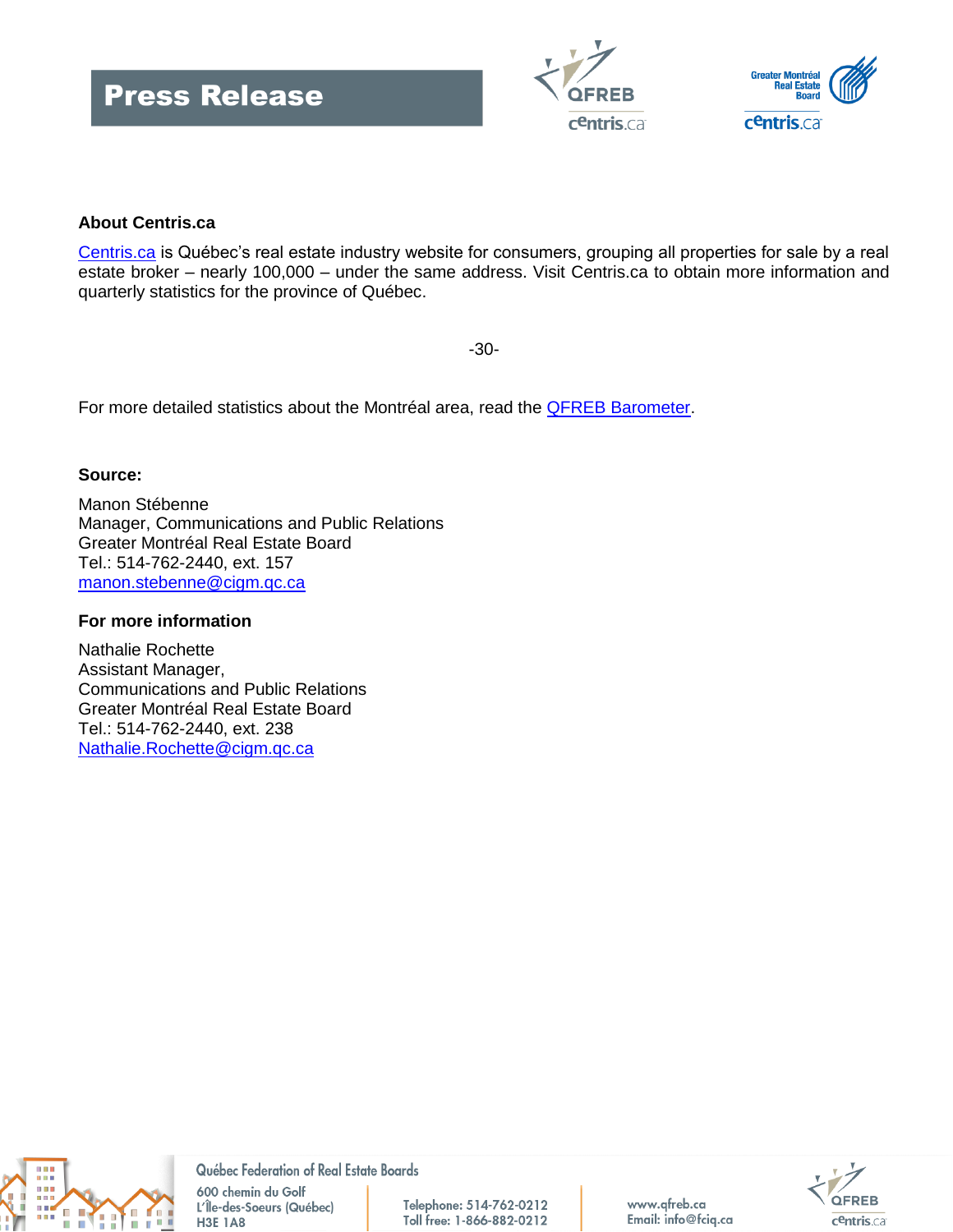### About Centris.ca

Centris.ca is Québec's real estate industry website for consumers, grouping all properties for sale by a real estate broker – nearly 100,000 – under the same address. Visit Centris.ca to obtain more information and quarterly statistics for the province of Québec.

-30-

For more detailed statistics about the Montréal area, read the QFREB Barometer.

**Source:**

Manon Stébenne
Manager, Communications and Public Relations
Greater Montréal Real Estate Board
Tel.: 514-762-2440, ext. 157
manon.stebenne@cigm.qc.ca

**For more information**

Nathalie Rochette
Assistant Manager,
Communications and Public Relations
Greater Montréal Real Estate Board
Tel.: 514-762-2440, ext. 238
Nathalie.Rochette@cigm.qc.ca